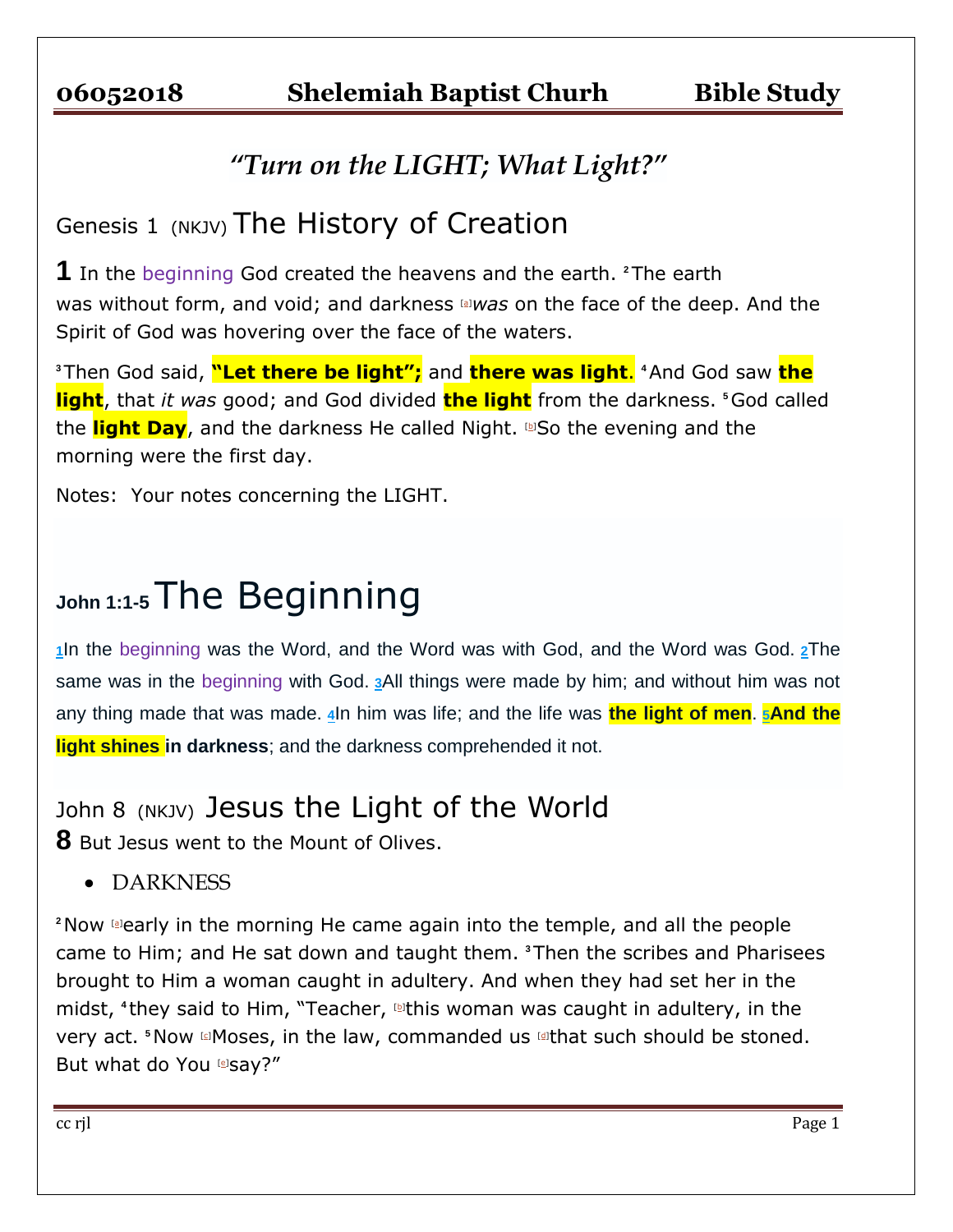**06052018 Shelemiah Baptist Churh Bible Study**

## *"Turn on the LIGHT; What Light?"*

## Genesis 1 (NKJV) The History of Creation

**1** In the beginning God created the heavens and the earth. [2] The earth was without form, and void; and darkness [a]*was* on the face of the deep. And the Spirit of God was hovering over the face of the waters.

[3] Then God said, **"Let there be light";** and **there was light**. [4] And God saw **the light**, that *it was* good; and God divided **the light** from the darkness. [5] God called the **light Day**, and the darkness He called Night. [b]So the evening and the morning were the first day.

Notes: Your notes concerning the LIGHT.

# John 1:1-5 The Beginning

[1]In the beginning was the Word, and the Word was with God, and the Word was God. [2]The same was in the beginning with God. [3]All things were made by him; and without him was not any thing made that was made. [4]In him was life; and the life was **the light of men**. [5]**And the light shines in darkness**; and the darkness comprehended it not.

## John 8 (NKJV) Jesus the Light of the World

**8** But Jesus went to the Mount of Olives.

- DARKNESS

[2] Now [a]early in the morning He came again into the temple, and all the people came to Him; and He sat down and taught them. [3] Then the scribes and Pharisees brought to Him a woman caught in adultery. And when they had set her in the midst, [4] they said to Him, "Teacher, [b]this woman was caught in adultery, in the very act. [5] Now [c]Moses, in the law, commanded us [d]that such should be stoned. But what do You [e]say?"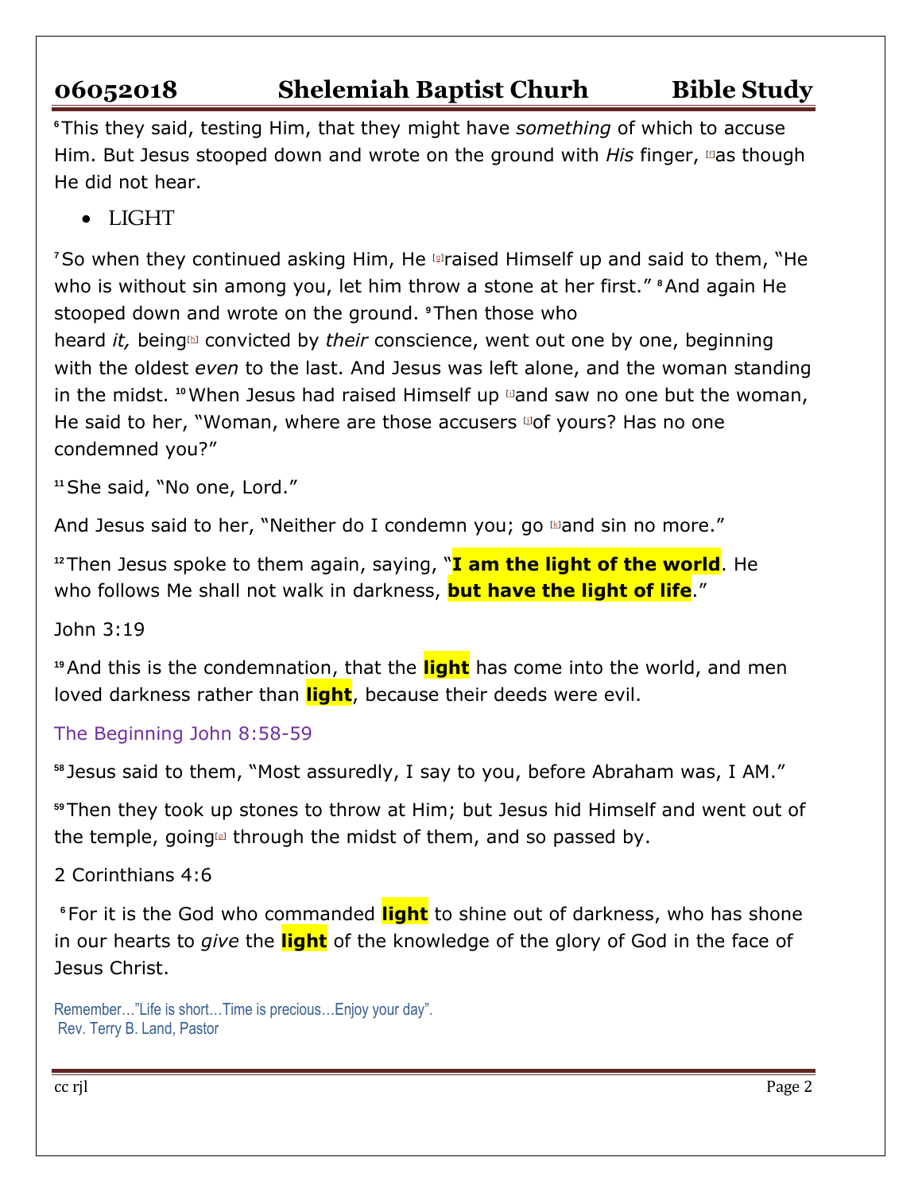[6] This they said, testing Him, that they might have *something* of which to accuse Him. But Jesus stooped down and wrote on the ground with *His* finger, [f]as though He did not hear.

- LIGHT

[7] So when they continued asking Him, He [g]raised Himself up and said to them, "He who is without sin among you, let him throw a stone at her first." [8] And again He stooped down and wrote on the ground. [9] Then those who heard *it,* being[h] convicted by *their* conscience, went out one by one, beginning with the oldest *even* to the last. And Jesus was left alone, and the woman standing in the midst. [10] When Jesus had raised Himself up [i]and saw no one but the woman, He said to her, "Woman, where are those accusers [j]of yours? Has no one condemned you?"

[11] She said, "No one, Lord."

And Jesus said to her, "Neither do I condemn you; go [k]and sin no more."

[12] Then Jesus spoke to them again, saying, "**I am the light of the world**. He who follows Me shall not walk in darkness, **but have the light of life**."

John 3:19

[19] And this is the condemnation, that the **light** has come into the world, and men loved darkness rather than **light**, because their deeds were evil.

The Beginning John 8:58-59

[58] Jesus said to them, "Most assuredly, I say to you, before Abraham was, I AM."

[59] Then they took up stones to throw at Him; but Jesus hid Himself and went out of the temple, going[a] through the midst of them, and so passed by.

2 Corinthians 4:6

[6] For it is the God who commanded **light** to shine out of darkness, who has shone in our hearts to *give* the **light** of the knowledge of the glory of God in the face of Jesus Christ.

Remember…"Life is short…Time is precious…Enjoy your day".
Rev. Terry B. Land, Pastor